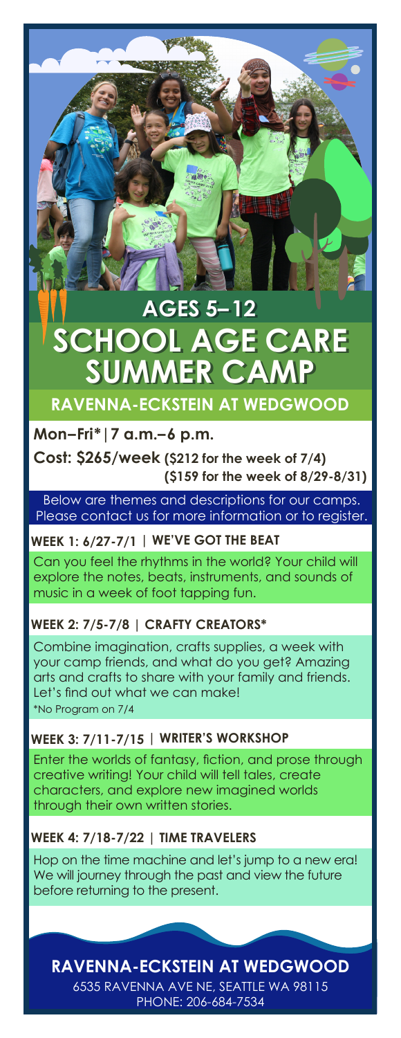# AGES 5–12

# SCHOOL AGE CARE SUMMER CAMP

## RAVENNA-ECKSTEIN AT WEDGWOOD

**Mon–Fri*|7 a.m.–6 p.m.**

**Cost: $265/week (\$212 for the week of 7/4) (\$159 for the week of 8/29-8/31)**

Below are themes and descriptions for our camps. Please contact us for more information or to register.

### WEEK 1: 6/27-7/1 | WE'VE GOT THE BEAT

Can you feel the rhythms in the world? Your child will explore the notes, beats, instruments, and sounds of music in a week of foot tapping fun.

### WEEK 2: 7/5-7/8 | CRAFTY CREATORS*

Combine imagination, crafts supplies, a week with your camp friends, and what do you get? Amazing arts and crafts to share with your family and friends. Let's find out what we can make!

*No Program on 7/4

### WEEK 3: 7/11-7/15 | WRITER'S WORKSHOP

Enter the worlds of fantasy, fiction, and prose through creative writing! Your child will tell tales, create characters, and explore new imagined worlds through their own written stories.

### WEEK 4: 7/18-7/22 | TIME TRAVELERS

Hop on the time machine and let's jump to a new era! We will journey through the past and view the future before returning to the present.

## RAVENNA-ECKSTEIN AT WEDGWOOD

6535 RAVENNA AVE NE, SEATTLE WA 98115
PHONE: 206-684-7534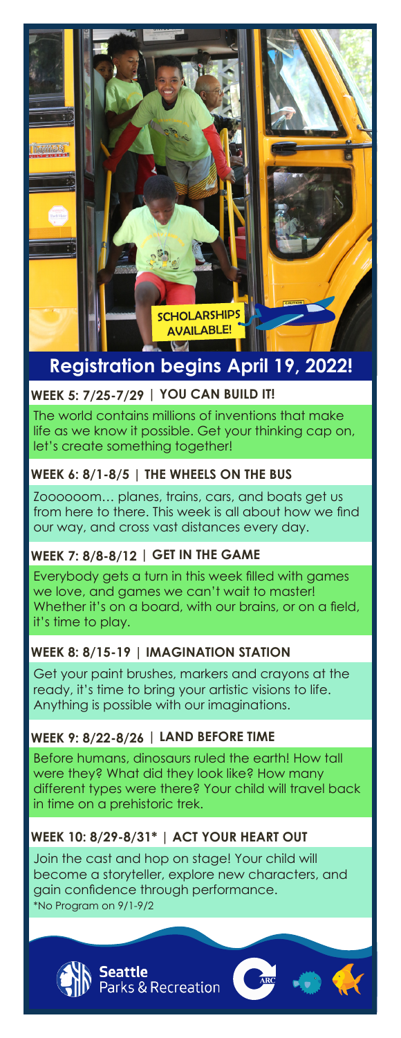SCHOLARSHIPS AVAILABLE!

## Registration begins April 19, 2022!

### WEEK 5: 7/25-7/29 | YOU CAN BUILD IT!

The world contains millions of inventions that make life as we know it possible. Get your thinking cap on, let's create something together!

### WEEK 6: 8/1-8/5 | THE WHEELS ON THE BUS

Zoooooom… planes, trains, cars, and boats get us from here to there. This week is all about how we find our way, and cross vast distances every day.

### WEEK 7: 8/8-8/12 | GET IN THE GAME

Everybody gets a turn in this week filled with games we love, and games we can't wait to master! Whether it's on a board, with our brains, or on a field, it's time to play.

### WEEK 8: 8/15-19 | IMAGINATION STATION

Get your paint brushes, markers and crayons at the ready, it's time to bring your artistic visions to life. Anything is possible with our imaginations.

### WEEK 9: 8/22-8/26 | LAND BEFORE TIME

Before humans, dinosaurs ruled the earth! How tall were they? What did they look like? How many different types were there? Your child will travel back in time on a prehistoric trek.

### WEEK 10: 8/29-8/31* | ACT YOUR HEART OUT

Join the cast and hop on stage! Your child will become a storyteller, explore new characters, and gain confidence through performance.

*No Program on 9/1-9/2

Seattle Parks & Recreation

ARC